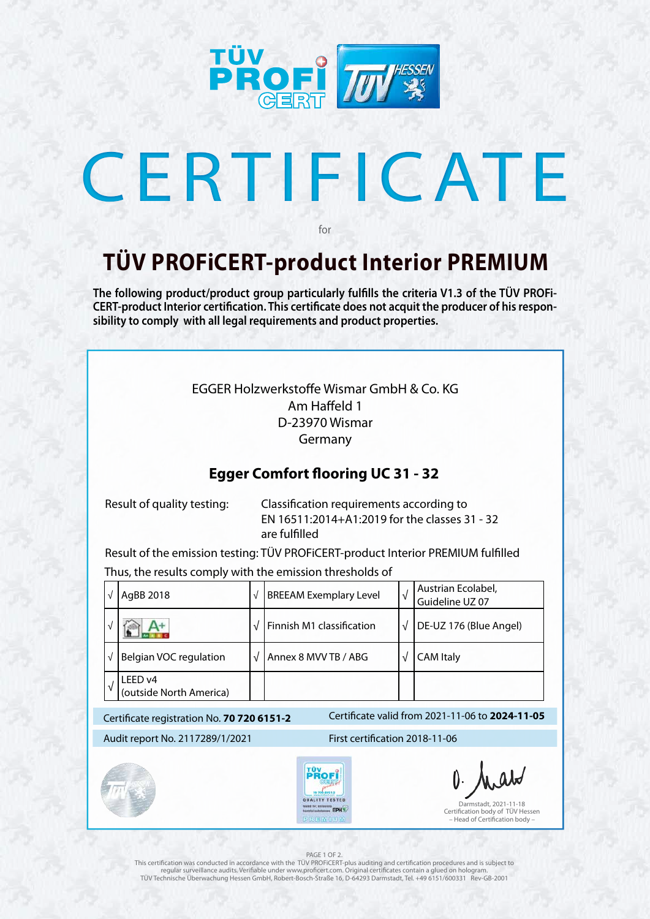# CERTIFICATE

for

## TÜV PROFiCERT-product Interior PREMIUM

**The following product/product group particularly fulfills the criteria V1.3 of the TÜV PROFi-CERT-product Interior certification. This certificate does not acquit the producer of his responsibility to comply with all legal requirements and product properties.**

EGGER Holzwerkstoffe Wismar GmbH & Co. KG
Am Haffeld 1
D-23970 Wismar
Germany

### Egger Comfort flooring UC 31 - 32

Result of quality testing: Classification requirements according to EN 16511:2014+A1:2019 for the classes 31 - 32 are fulfilled

Result of the emission testing: TÜV PROFiCERT-product Interior PREMIUM fulfilled

Thus, the results comply with the emission thresholds of

| √ | AgBB 2018 | √ | BREEAM Exemplary Level | √ | Austrian Ecolabel, Guideline UZ 07 |
|---|---|---|---|---|---|
| √ | A+ | √ | Finnish M1 classification | √ | DE-UZ 176 (Blue Angel) |
| √ | Belgian VOC regulation | √ | Annex 8 MVV TB / ABG | √ | CAM Italy |
| √ | LEED v4 (outside North America) | | | | |

Certificate registration No. **70 720 6151-2**

Certificate valid from 2021-11-06 to **2024-11-05**

Audit report No. 2117289/1/2021

First certification 2018-11-06

Darmstadt, 2021-11-18
Certification body of TÜV Hessen
– Head of Certification body –

This certification was conducted in accordance with the TÜV PROFiCERT-plus auditing and certification procedures and is subject to regular surveillance audits. Verifiable under www.proficert.com. Original certificates contain a glued on hologram.
TÜV Technische Überwachung Hessen GmbH, Robert-Bosch-Straße 16, D-64293 Darmstadt, Tel. +49 6151/600331 Rev-GB-2001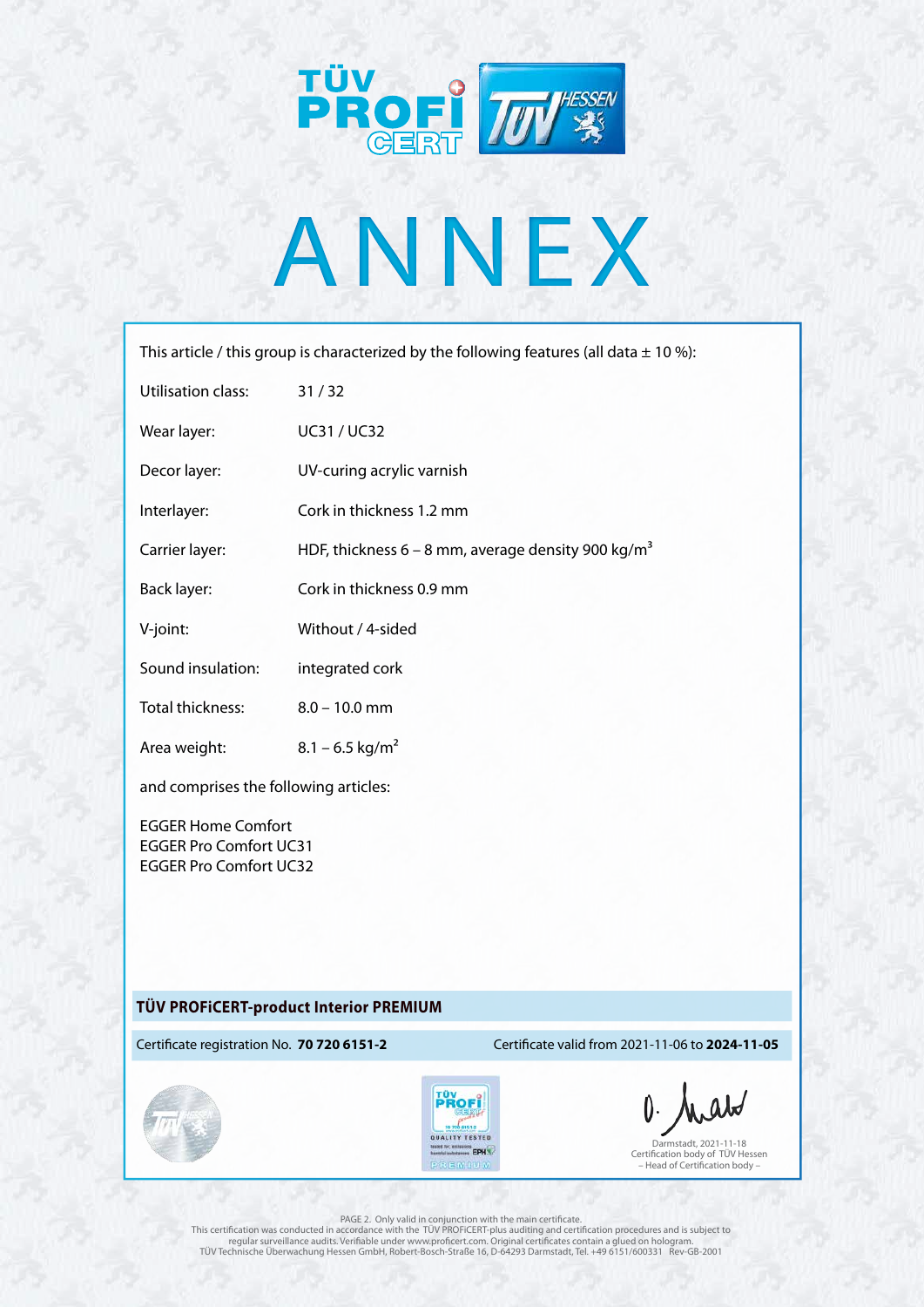TÜV PROFi CERT

# ANNEX

This article / this group is characterized by the following features (all data ± 10 %):

| | |
|---|---|
| Utilisation class: | 31 / 32 |
| Wear layer: | UC31 / UC32 |
| Decor layer: | UV-curing acrylic varnish |
| Interlayer: | Cork in thickness 1.2 mm |
| Carrier layer: | HDF, thickness 6 – 8 mm, average density 900 kg/m$^3$ |
| Back layer: | Cork in thickness 0.9 mm |
| V-joint: | Without / 4-sided |
| Sound insulation: | integrated cork |
| Total thickness: | 8.0 – 10.0 mm |
| Area weight: | 8.1 – 6.5 kg/m$^2$ |

and comprises the following articles:

EGGER Home Comfort
EGGER Pro Comfort UC31
EGGER Pro Comfort UC32

**TÜV PROFiCERT-product Interior PREMIUM**

Certificate registration No. **70 720 6151-2**

Certificate valid from 2021-11-06 to **2024-11-05**

Darmstadt, 2021-11-18
Certification body of TÜV Hessen
– Head of Certification body –

PAGE 2. Only valid in conjunction with the main certificate.
This certification was conducted in accordance with the TÜV PROFiCERT-plus auditing and certification procedures and is subject to regular surveillance audits. Verifiable under www.proficert.com. Original certificates contain a glued on hologram.
TÜV Technische Überwachung Hessen GmbH, Robert-Bosch-Straße 16, D-64293 Darmstadt, Tel. +49 6151/600331 Rev-GB-2001